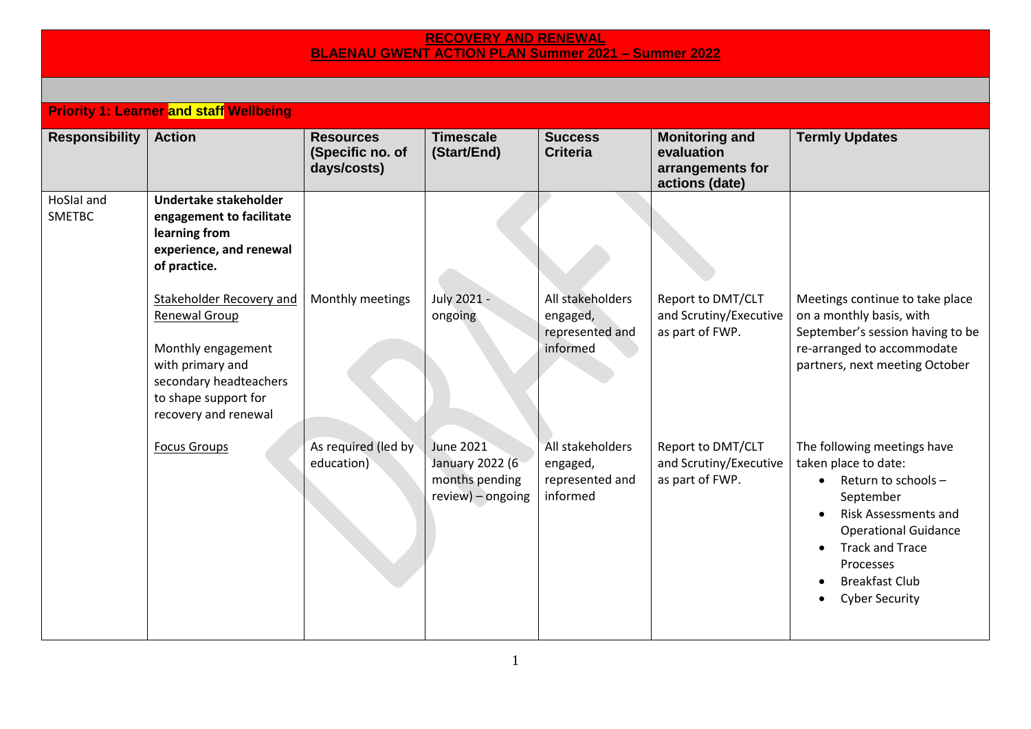# RECOVERY AND RENEWAL
## BLAENAU GWENT ACTION PLAN Summer 2021 – Summer 2022

### Priority 1: Learner and staff Wellbeing

| Responsibility | Action | Resources (Specific no. of days/costs) | Timescale (Start/End) | Success Criteria | Monitoring and evaluation arrangements for actions (date) | Termly Updates |
|---|---|---|---|---|---|---|
| HoSIaI and SMETBC | **Undertake stakeholder engagement to facilitate learning from experience, and renewal of practice.** | | | | | |
| | Stakeholder Recovery and Renewal Group<br><br>Monthly engagement with primary and secondary headteachers to shape support for recovery and renewal | Monthly meetings | July 2021 - ongoing | All stakeholders engaged, represented and informed | Report to DMT/CLT and Scrutiny/Executive as part of FWP. | Meetings continue to take place on a monthly basis, with September's session having to be re-arranged to accommodate partners, next meeting October |
| | Focus Groups | As required (led by education) | June 2021 January 2022 (6 months pending review) – ongoing | All stakeholders engaged, represented and informed | Report to DMT/CLT and Scrutiny/Executive as part of FWP. | The following meetings have taken place to date:<br>• Return to schools – September<br>• Risk Assessments and Operational Guidance<br>• Track and Trace Processes<br>• Breakfast Club<br>• Cyber Security |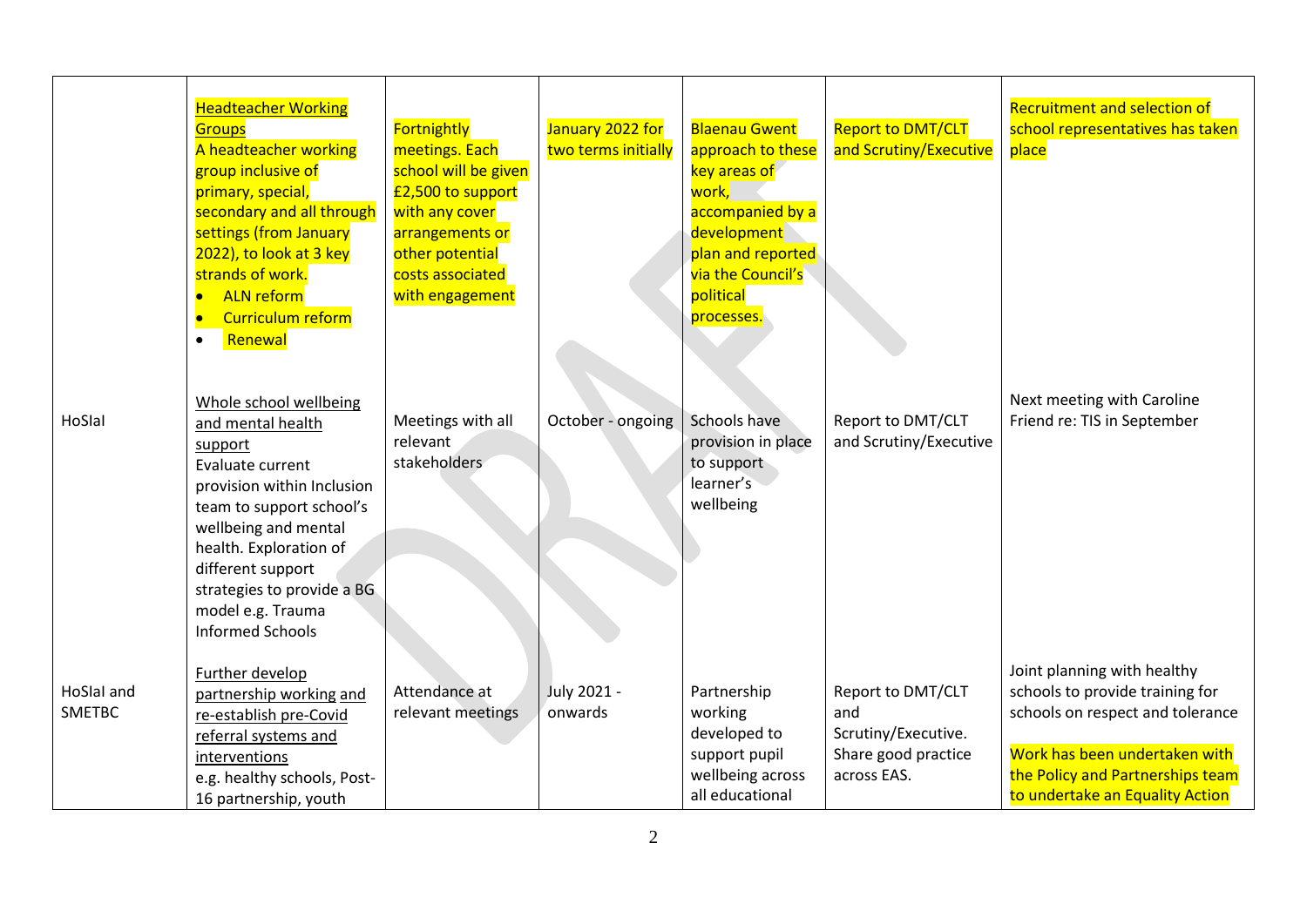| | | | | | | |
|---|---|---|---|---|---|---|
| | Headteacher Working Groups<br>A headteacher working group inclusive of primary, special, secondary and all through settings (from January 2022), to look at 3 key strands of work.<br>• ALN reform<br>• Curriculum reform<br>• Renewal | Fortnightly meetings. Each school will be given £2,500 to support with any cover arrangements or other potential costs associated with engagement | January 2022 for two terms initially | Blaenau Gwent approach to these key areas of work, accompanied by a development plan and reported via the Council's political processes. | Report to DMT/CLT and Scrutiny/Executive | Recruitment and selection of school representatives has taken place |
| HoSIaI | Whole school wellbeing and mental health support<br>Evaluate current provision within Inclusion team to support school's wellbeing and mental health. Exploration of different support strategies to provide a BG model e.g. Trauma Informed Schools | Meetings with all relevant stakeholders | October - ongoing | Schools have provision in place to support learner's wellbeing | Report to DMT/CLT and Scrutiny/Executive | Next meeting with Caroline Friend re: TIS in September |
| HoSIaI and SMETBC | Further develop partnership working and re-establish pre-Covid referral systems and interventions<br>e.g. healthy schools, Post-16 partnership, youth | Attendance at relevant meetings | July 2021 - onwards | Partnership working developed to support pupil wellbeing across all educational | Report to DMT/CLT and Scrutiny/Executive. Share good practice across EAS. | Joint planning with healthy schools to provide training for schools on respect and tolerance<br><br>Work has been undertaken with the Policy and Partnerships team to undertake an Equality Action |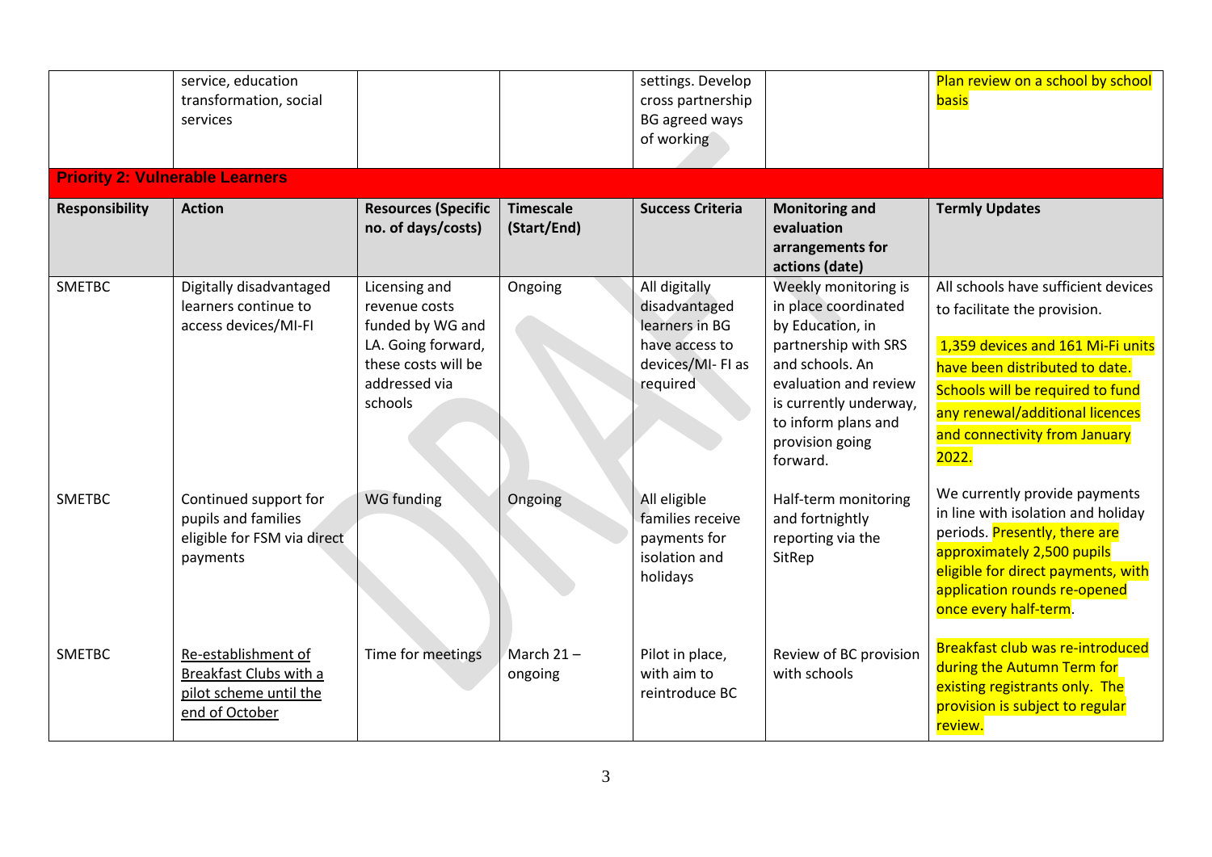| | service, education transformation, social services | | | settings. Develop cross partnership BG agreed ways of working | | Plan review on a school by school basis |
|---|---|---|---|---|---|---|

**Priority 2: Vulnerable Learners**

| Responsibility | Action | Resources (Specific no. of days/costs) | Timescale (Start/End) | Success Criteria | Monitoring and evaluation arrangements for actions (date) | Termly Updates |
|---|---|---|---|---|---|---|
| SMETBC | Digitally disadvantaged learners continue to access devices/MI-FI | Licensing and revenue costs funded by WG and LA. Going forward, these costs will be addressed via schools | Ongoing | All digitally disadvantaged learners in BG have access to devices/MI- FI as required | Weekly monitoring is in place coordinated by Education, in partnership with SRS and schools. An evaluation and review is currently underway, to inform plans and provision going forward. | All schools have sufficient devices to facilitate the provision. 1,359 devices and 161 Mi-Fi units have been distributed to date. Schools will be required to fund any renewal/additional licences and connectivity from January 2022. |
| SMETBC | Continued support for pupils and families eligible for FSM via direct payments | WG funding | Ongoing | All eligible families receive payments for isolation and holidays | Half-term monitoring and fortnightly reporting via the SitRep | We currently provide payments in line with isolation and holiday periods. Presently, there are approximately 2,500 pupils eligible for direct payments, with application rounds re-opened once every half-term. |
| SMETBC | Re-establishment of Breakfast Clubs with a pilot scheme until the end of October | Time for meetings | March 21 – ongoing | Pilot in place, with aim to reintroduce BC | Review of BC provision with schools | Breakfast club was re-introduced during the Autumn Term for existing registrants only. The provision is subject to regular review. |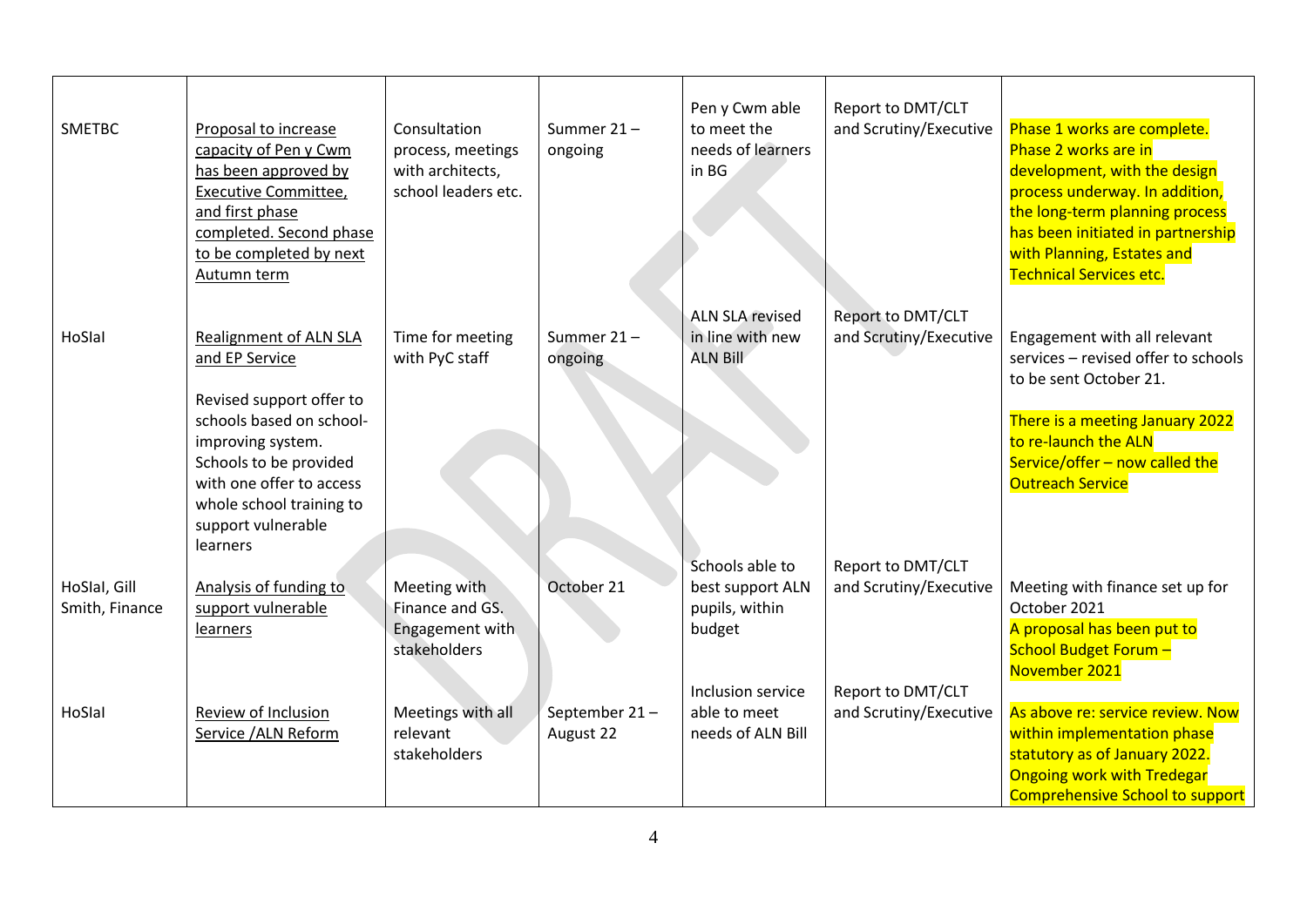| | | | | | | |
|---|---|---|---|---|---|---|
| SMETBC | Proposal to increase capacity of Pen y Cwm has been approved by Executive Committee, and first phase completed. Second phase to be completed by next Autumn term | Consultation process, meetings with architects, school leaders etc. | Summer 21 – ongoing | Pen y Cwm able to meet the needs of learners in BG | Report to DMT/CLT and Scrutiny/Executive | Phase 1 works are complete. Phase 2 works are in development, with the design process underway. In addition, the long-term planning process has been initiated in partnership with Planning, Estates and Technical Services etc. |
| HoSIal | Realignment of ALN SLA and EP Service<br><br>Revised support offer to schools based on school-improving system. Schools to be provided with one offer to access whole school training to support vulnerable learners | Time for meeting with PyC staff | Summer 21 – ongoing | ALN SLA revised in line with new ALN Bill | Report to DMT/CLT and Scrutiny/Executive | Engagement with all relevant services – revised offer to schools to be sent October 21.<br><br>There is a meeting January 2022 to re-launch the ALN Service/offer – now called the Outreach Service |
| HoSIal, Gill Smith, Finance | Analysis of funding to support vulnerable learners | Meeting with Finance and GS. Engagement with stakeholders | October 21 | Schools able to best support ALN pupils, within budget | Report to DMT/CLT and Scrutiny/Executive | Meeting with finance set up for October 2021<br>A proposal has been put to School Budget Forum – November 2021 |
| HoSIal | Review of Inclusion Service /ALN Reform | Meetings with all relevant stakeholders | September 21 – August 22 | Inclusion service able to meet needs of ALN Bill | Report to DMT/CLT and Scrutiny/Executive | As above re: service review. Now within implementation phase statutory as of January 2022. Ongoing work with Tredegar Comprehensive School to support |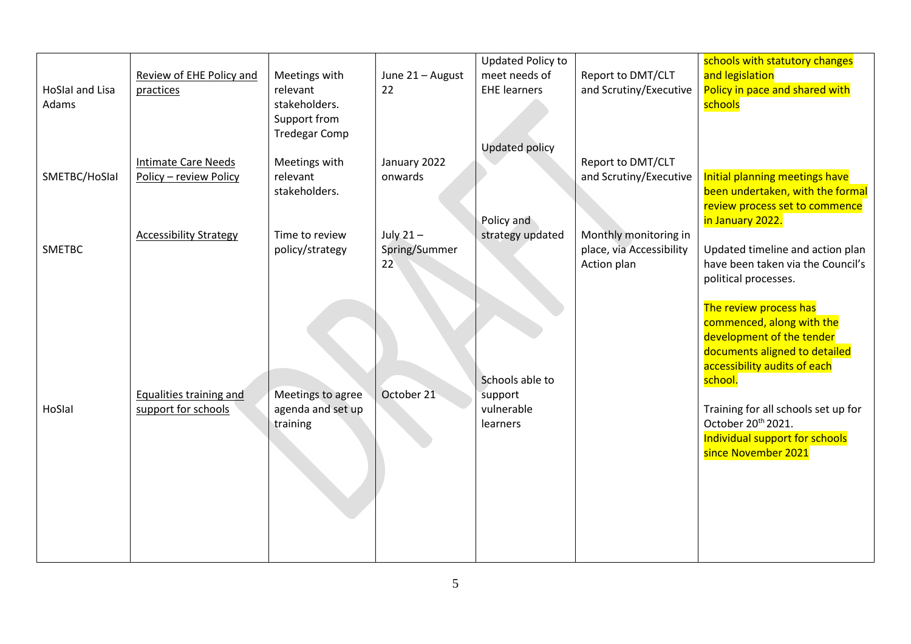| | | | | | | |
|---|---|---|---|---|---|---|
| HoSIal and Lisa Adams | Review of EHE Policy and practices | Meetings with relevant stakeholders. Support from Tredegar Comp | June 21 – August 22 | Updated Policy to meet needs of EHE learners | Report to DMT/CLT and Scrutiny/Executive | schools with statutory changes and legislation Policy in pace and shared with schools |
| SMETBC/HoSIal | Intimate Care Needs Policy – review Policy | Meetings with relevant stakeholders. | January 2022 onwards | Updated policy | Report to DMT/CLT and Scrutiny/Executive | Initial planning meetings have been undertaken, with the formal review process set to commence in January 2022. |
| SMETBC | Accessibility Strategy | Time to review policy/strategy | July 21 – Spring/Summer 22 | Policy and strategy updated | Monthly monitoring in place, via Accessibility Action plan | Updated timeline and action plan have been taken via the Council's political processes. The review process has commenced, along with the development of the tender documents aligned to detailed accessibility audits of each school. |
| HoSIal | Equalities training and support for schools | Meetings to agree agenda and set up training | October 21 | Schools able to support vulnerable learners | | Training for all schools set up for October 20th 2021. Individual support for schools since November 2021 |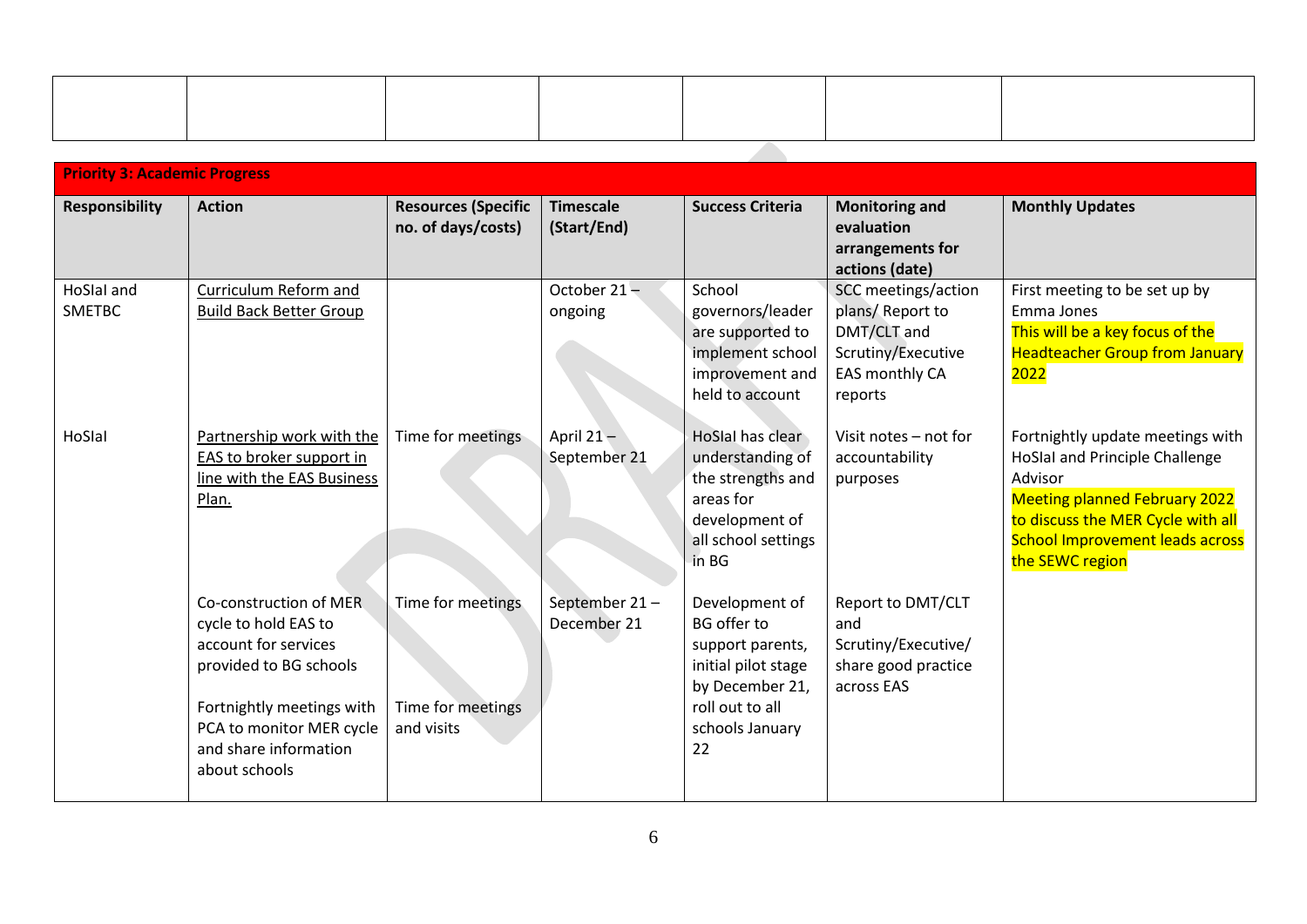| | | | | | | |
|---|---|---|---|---|---|---|
| | | | | | | |

| **Priority 3: Academic Progress** | | | | | | |
|---|---|---|---|---|---|---|
| **Responsibility** | **Action** | **Resources (Specific no. of days/costs)** | **Timescale (Start/End)** | **Success Criteria** | **Monitoring and evaluation arrangements for actions (date)** | **Monthly Updates** |
| HoSIaI and SMETBC | Curriculum Reform and Build Back Better Group | | October 21 – ongoing | School governors/leader are supported to implement school improvement and held to account | SCC meetings/action plans/ Report to DMT/CLT and Scrutiny/Executive EAS monthly CA reports | First meeting to be set up by Emma Jones<br>This will be a key focus of the Headteacher Group from January 2022 |
| HoSIaI | Partnership work with the EAS to broker support in line with the EAS Business Plan. | Time for meetings | April 21 – September 21 | HoSIaI has clear understanding of the strengths and areas for development of all school settings in BG | Visit notes – not for accountability purposes | Fortnightly update meetings with HoSIaI and Principle Challenge Advisor<br>Meeting planned February 2022 to discuss the MER Cycle with all School Improvement leads across the SEWC region |
| | Co-construction of MER cycle to hold EAS to account for services provided to BG schools<br><br>Fortnightly meetings with PCA to monitor MER cycle and share information about schools | Time for meetings<br><br>Time for meetings and visits | September 21 – December 21 | Development of BG offer to support parents, initial pilot stage by December 21, roll out to all schools January 22 | Report to DMT/CLT and Scrutiny/Executive/ share good practice across EAS | |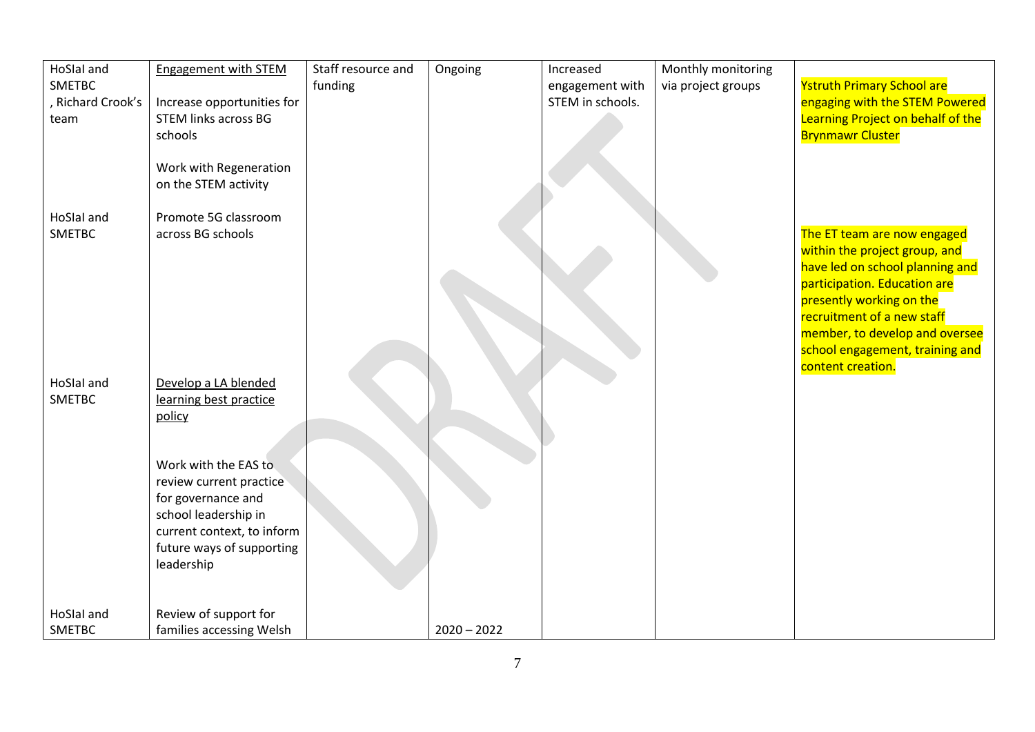| | | | | | | |
|---|---|---|---|---|---|---|
| HoSIaI and SMETBC, Richard Crook's team | Engagement with STEM<br><br>Increase opportunities for STEM links across BG schools<br><br>Work with Regeneration on the STEM activity | Staff resource and funding | Ongoing | Increased engagement with STEM in schools. | Monthly monitoring via project groups | Ystruth Primary School are engaging with the STEM Powered Learning Project on behalf of the Brynmawr Cluster |
| HoSIaI and SMETBC | Promote 5G classroom across BG schools | | | | | The ET team are now engaged within the project group, and have led on school planning and participation. Education are presently working on the recruitment of a new staff member, to develop and oversee school engagement, training and content creation. |
| HoSIaI and SMETBC | Develop a LA blended learning best practice policy<br><br>Work with the EAS to review current practice for governance and school leadership in current context, to inform future ways of supporting leadership | | | | | |
| HoSIaI and SMETBC | Review of support for families accessing Welsh | | 2020 – 2022 | | | |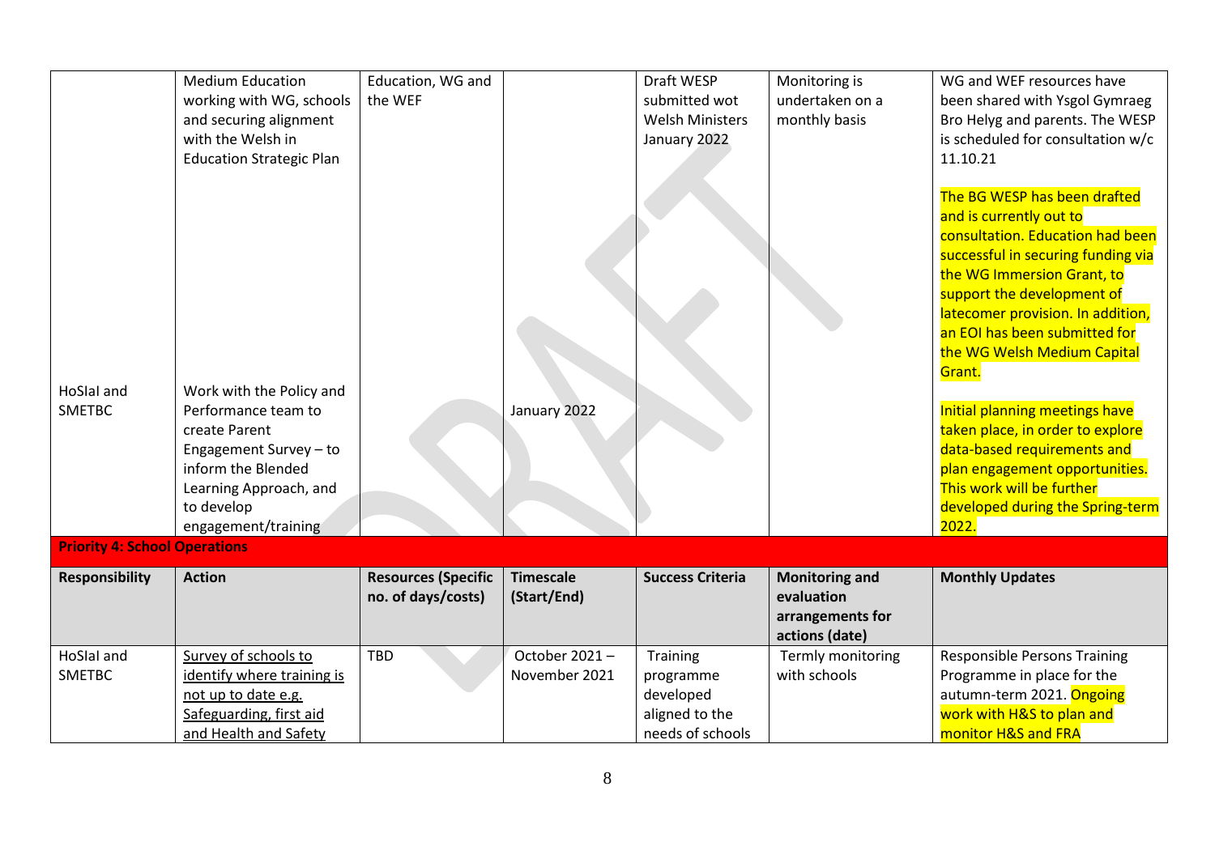| | | | | | | |
|---|---|---|---|---|---|---|
| | Medium Education working with WG, schools and securing alignment with the Welsh in Education Strategic Plan | Education, WG and the WEF | | Draft WESP submitted wot Welsh Ministers January 2022 | Monitoring is undertaken on a monthly basis | WG and WEF resources have been shared with Ysgol Gymraeg Bro Helyg and parents. The WESP is scheduled for consultation w/c 11.10.21<br><br>The BG WESP has been drafted and is currently out to consultation. Education had been successful in securing funding via the WG Immersion Grant, to support the development of latecomer provision. In addition, an EOI has been submitted for the WG Welsh Medium Capital Grant. |
| HoSIaI and SMETBC | Work with the Policy and Performance team to create Parent Engagement Survey – to inform the Blended Learning Approach, and to develop engagement/training | | January 2022 | | | Initial planning meetings have taken place, in order to explore data-based requirements and plan engagement opportunities. This work will be further developed during the Spring-term 2022. |

**Priority 4: School Operations**

| Responsibility | Action | Resources (Specific no. of days/costs) | Timescale (Start/End) | Success Criteria | Monitoring and evaluation arrangements for actions (date) | Monthly Updates |
|---|---|---|---|---|---|---|
| HoSIaI and SMETBC | Survey of schools to identify where training is not up to date e.g. Safeguarding, first aid and Health and Safety | TBD | October 2021 – November 2021 | Training programme developed aligned to the needs of schools | Termly monitoring with schools | Responsible Persons Training Programme in place for the autumn-term 2021. Ongoing work with H&S to plan and monitor H&S and FRA |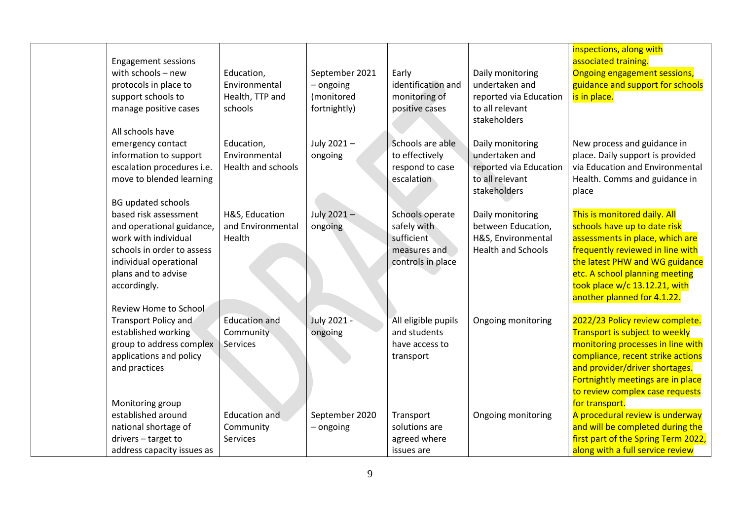| | | | | | | |
|---|---|---|---|---|---|---|
| | | | | | | inspections, along with associated training. |
| | Engagement sessions with schools – new protocols in place to support schools to manage positive cases | Education, Environmental Health, TTP and schools | September 2021 – ongoing (monitored fortnightly) | Early identification and monitoring of positive cases | Daily monitoring undertaken and reported via Education to all relevant stakeholders | Ongoing engagement sessions, guidance and support for schools is in place. |
| | All schools have emergency contact information to support escalation procedures i.e. move to blended learning | Education, Environmental Health and schools | July 2021 – ongoing | Schools are able to effectively respond to case escalation | Daily monitoring undertaken and reported via Education to all relevant stakeholders | New process and guidance in place. Daily support is provided via Education and Environmental Health. Comms and guidance in place |
| | BG updated schools based risk assessment and operational guidance, work with individual schools in order to assess individual operational plans and to advise accordingly. | H&S, Education and Environmental Health | July 2021 – ongoing | Schools operate safely with sufficient measures and controls in place | Daily monitoring between Education, H&S, Environmental Health and Schools | This is monitored daily. All schools have up to date risk assessments in place, which are frequently reviewed in line with the latest PHW and WG guidance etc. A school planning meeting took place w/c 13.12.21, with another planned for 4.1.22. |
| | Review Home to School Transport Policy and established working group to address complex applications and policy and practices | Education and Community Services | July 2021 - ongoing | All eligible pupils and students have access to transport | Ongoing monitoring | 2022/23 Policy review complete. Transport is subject to weekly monitoring processes in line with compliance, recent strike actions and provider/driver shortages. Fortnightly meetings are in place to review complex case requests for transport. |
| | Monitoring group established around national shortage of drivers – target to address capacity issues as | Education and Community Services | September 2020 – ongoing | Transport solutions are agreed where issues are | Ongoing monitoring | A procedural review is underway and will be completed during the first part of the Spring Term 2022, along with a full service review |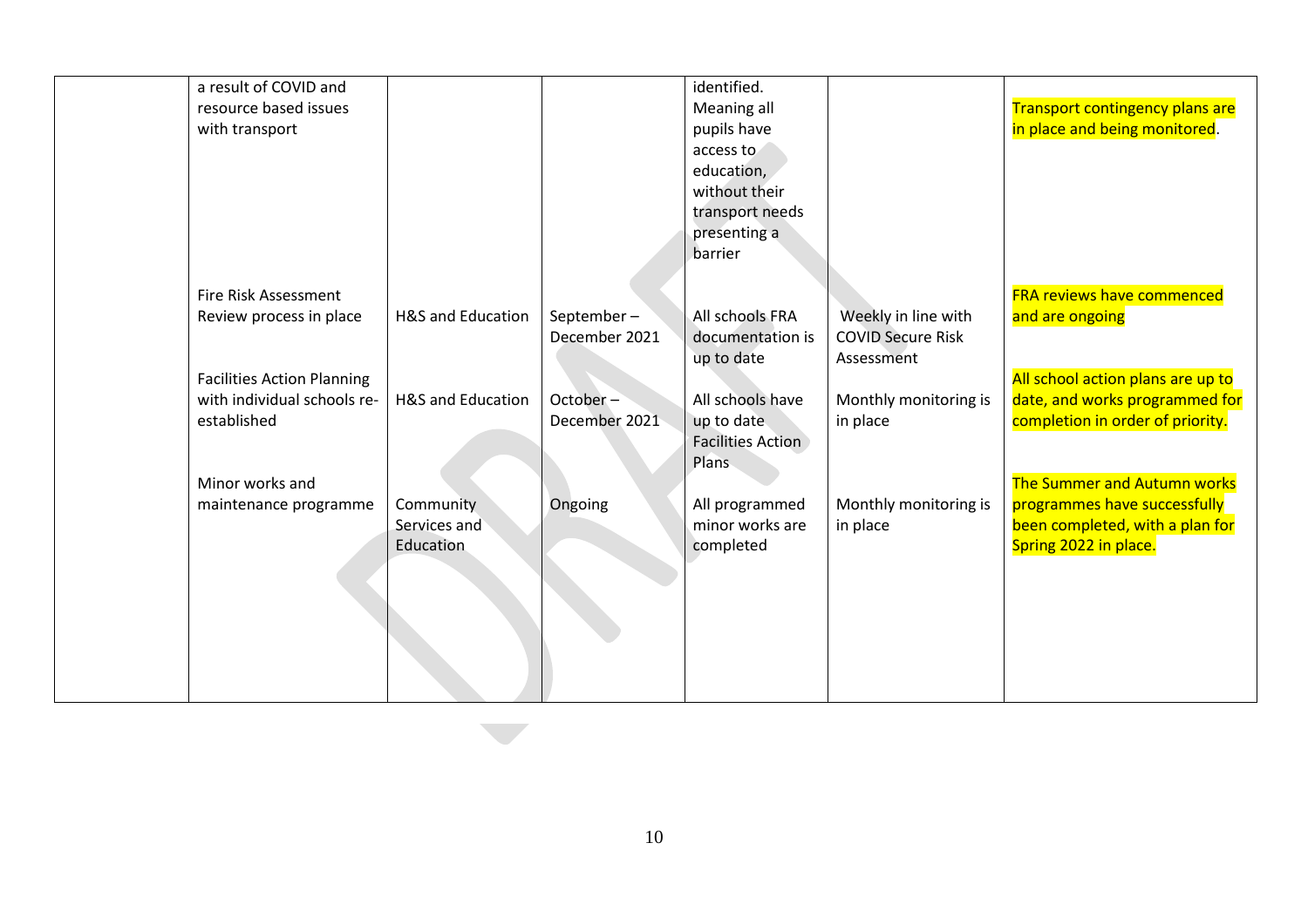| | | | | | | |
|---|---|---|---|---|---|---|
| | a result of COVID and resource based issues with transport | | | identified. Meaning all pupils have access to education, without their transport needs presenting a barrier | | Transport contingency plans are in place and being monitored. |
| | Fire Risk Assessment Review process in place | H&S and Education | September – December 2021 | All schools FRA documentation is up to date | Weekly in line with COVID Secure Risk Assessment | FRA reviews have commenced and are ongoing |
| | Facilities Action Planning with individual schools re-established | H&S and Education | October – December 2021 | All schools have up to date Facilities Action Plans | Monthly monitoring is in place | All school action plans are up to date, and works programmed for completion in order of priority. |
| | Minor works and maintenance programme | Community Services and Education | Ongoing | All programmed minor works are completed | Monthly monitoring is in place | The Summer and Autumn works programmes have successfully been completed, with a plan for Spring 2022 in place. |